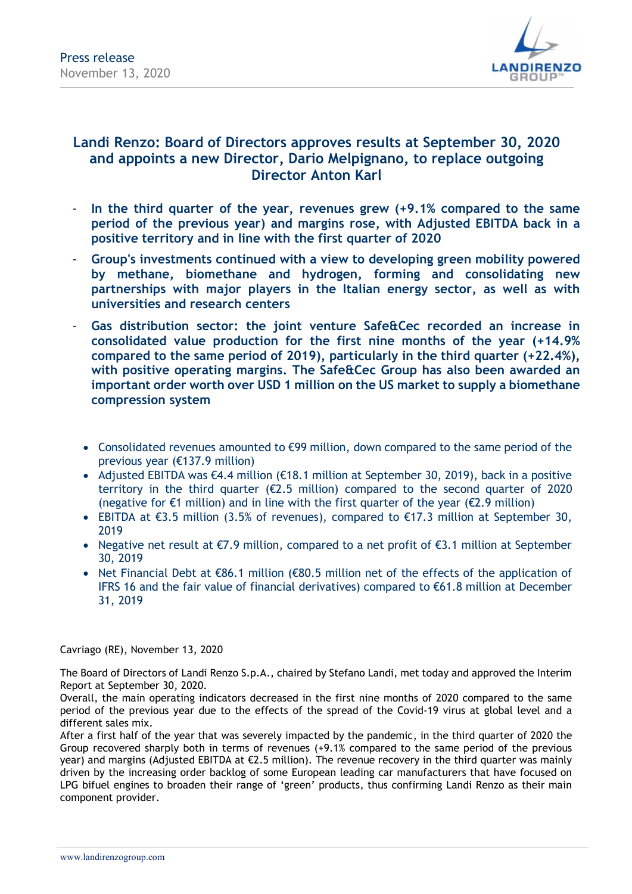Press release
November 13, 2020

# Landi Renzo: Board of Directors approves results at September 30, 2020 and appoints a new Director, Dario Melpignano, to replace outgoing Director Anton Karl

- **In the third quarter of the year, revenues grew (+9.1% compared to the same period of the previous year) and margins rose, with Adjusted EBITDA back in a positive territory and in line with the first quarter of 2020**
- **Group's investments continued with a view to developing green mobility powered by methane, biomethane and hydrogen, forming and consolidating new partnerships with major players in the Italian energy sector, as well as with universities and research centers**
- **Gas distribution sector: the joint venture Safe&Cec recorded an increase in consolidated value production for the first nine months of the year (+14.9% compared to the same period of 2019), particularly in the third quarter (+22.4%), with positive operating margins. The Safe&Cec Group has also been awarded an important order worth over USD 1 million on the US market to supply a biomethane compression system**

- Consolidated revenues amounted to €99 million, down compared to the same period of the previous year (€137.9 million)
- Adjusted EBITDA was €4.4 million (€18.1 million at September 30, 2019), back in a positive territory in the third quarter (€2.5 million) compared to the second quarter of 2020 (negative for €1 million) and in line with the first quarter of the year (€2.9 million)
- EBITDA at €3.5 million (3.5% of revenues), compared to €17.3 million at September 30, 2019
- Negative net result at €7.9 million, compared to a net profit of €3.1 million at September 30, 2019
- Net Financial Debt at €86.1 million (€80.5 million net of the effects of the application of IFRS 16 and the fair value of financial derivatives) compared to €61.8 million at December 31, 2019

Cavriago (RE), November 13, 2020

The Board of Directors of Landi Renzo S.p.A., chaired by Stefano Landi, met today and approved the Interim Report at September 30, 2020.
Overall, the main operating indicators decreased in the first nine months of 2020 compared to the same period of the previous year due to the effects of the spread of the Covid-19 virus at global level and a different sales mix.
After a first half of the year that was severely impacted by the pandemic, in the third quarter of 2020 the Group recovered sharply both in terms of revenues (+9.1% compared to the same period of the previous year) and margins (Adjusted EBITDA at €2.5 million). The revenue recovery in the third quarter was mainly driven by the increasing order backlog of some European leading car manufacturers that have focused on LPG bifuel engines to broaden their range of 'green' products, thus confirming Landi Renzo as their main component provider.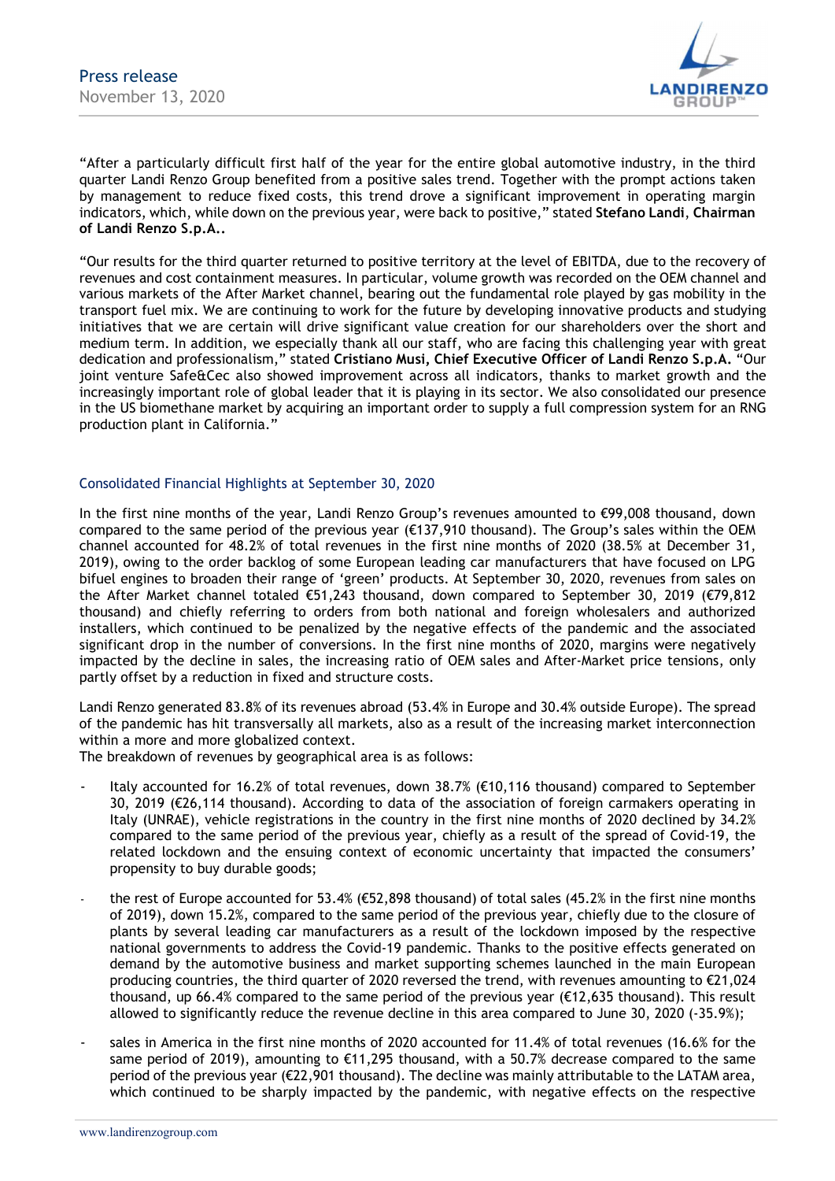"After a particularly difficult first half of the year for the entire global automotive industry, in the third quarter Landi Renzo Group benefited from a positive sales trend. Together with the prompt actions taken by management to reduce fixed costs, this trend drove a significant improvement in operating margin indicators, which, while down on the previous year, were back to positive," stated **Stefano Landi**, **Chairman of Landi Renzo S.p.A.**.

"Our results for the third quarter returned to positive territory at the level of EBITDA, due to the recovery of revenues and cost containment measures. In particular, volume growth was recorded on the OEM channel and various markets of the After Market channel, bearing out the fundamental role played by gas mobility in the transport fuel mix. We are continuing to work for the future by developing innovative products and studying initiatives that we are certain will drive significant value creation for our shareholders over the short and medium term. In addition, we especially thank all our staff, who are facing this challenging year with great dedication and professionalism," stated **Cristiano Musi, Chief Executive Officer of Landi Renzo S.p.A.** "Our joint venture Safe&Cec also showed improvement across all indicators, thanks to market growth and the increasingly important role of global leader that it is playing in its sector. We also consolidated our presence in the US biomethane market by acquiring an important order to supply a full compression system for an RNG production plant in California."

## Consolidated Financial Highlights at September 30, 2020

In the first nine months of the year, Landi Renzo Group's revenues amounted to €99,008 thousand, down compared to the same period of the previous year (€137,910 thousand). The Group's sales within the OEM channel accounted for 48.2% of total revenues in the first nine months of 2020 (38.5% at December 31, 2019), owing to the order backlog of some European leading car manufacturers that have focused on LPG bifuel engines to broaden their range of 'green' products. At September 30, 2020, revenues from sales on the After Market channel totaled €51,243 thousand, down compared to September 30, 2019 (€79,812 thousand) and chiefly referring to orders from both national and foreign wholesalers and authorized installers, which continued to be penalized by the negative effects of the pandemic and the associated significant drop in the number of conversions. In the first nine months of 2020, margins were negatively impacted by the decline in sales, the increasing ratio of OEM sales and After-Market price tensions, only partly offset by a reduction in fixed and structure costs.

Landi Renzo generated 83.8% of its revenues abroad (53.4% in Europe and 30.4% outside Europe). The spread of the pandemic has hit transversally all markets, also as a result of the increasing market interconnection within a more and more globalized context.
The breakdown of revenues by geographical area is as follows:

- Italy accounted for 16.2% of total revenues, down 38.7% (€10,116 thousand) compared to September 30, 2019 (€26,114 thousand). According to data of the association of foreign carmakers operating in Italy (UNRAE), vehicle registrations in the country in the first nine months of 2020 declined by 34.2% compared to the same period of the previous year, chiefly as a result of the spread of Covid-19, the related lockdown and the ensuing context of economic uncertainty that impacted the consumers' propensity to buy durable goods;

- the rest of Europe accounted for 53.4% (€52,898 thousand) of total sales (45.2% in the first nine months of 2019), down 15.2%, compared to the same period of the previous year, chiefly due to the closure of plants by several leading car manufacturers as a result of the lockdown imposed by the respective national governments to address the Covid-19 pandemic. Thanks to the positive effects generated on demand by the automotive business and market supporting schemes launched in the main European producing countries, the third quarter of 2020 reversed the trend, with revenues amounting to €21,024 thousand, up 66.4% compared to the same period of the previous year (€12,635 thousand). This result allowed to significantly reduce the revenue decline in this area compared to June 30, 2020 (-35.9%);

- sales in America in the first nine months of 2020 accounted for 11.4% of total revenues (16.6% for the same period of 2019), amounting to €11,295 thousand, with a 50.7% decrease compared to the same period of the previous year (€22,901 thousand). The decline was mainly attributable to the LATAM area, which continued to be sharply impacted by the pandemic, with negative effects on the respective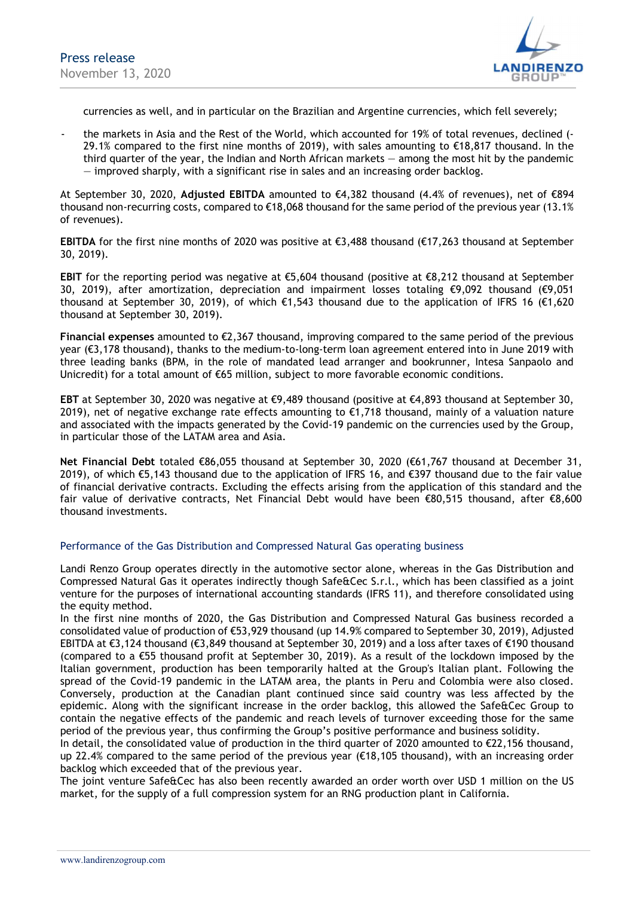currencies as well, and in particular on the Brazilian and Argentine currencies, which fell severely;

- the markets in Asia and the Rest of the World, which accounted for 19% of total revenues, declined (-29.1% compared to the first nine months of 2019), with sales amounting to €18,817 thousand. In the third quarter of the year, the Indian and North African markets — among the most hit by the pandemic — improved sharply, with a significant rise in sales and an increasing order backlog.

At September 30, 2020, **Adjusted EBITDA** amounted to €4,382 thousand (4.4% of revenues), net of €894 thousand non-recurring costs, compared to €18,068 thousand for the same period of the previous year (13.1% of revenues).

**EBITDA** for the first nine months of 2020 was positive at €3,488 thousand (€17,263 thousand at September 30, 2019).

**EBIT** for the reporting period was negative at €5,604 thousand (positive at €8,212 thousand at September 30, 2019), after amortization, depreciation and impairment losses totaling €9,092 thousand (€9,051 thousand at September 30, 2019), of which €1,543 thousand due to the application of IFRS 16 (€1,620 thousand at September 30, 2019).

**Financial expenses** amounted to €2,367 thousand, improving compared to the same period of the previous year (€3,178 thousand), thanks to the medium-to-long-term loan agreement entered into in June 2019 with three leading banks (BPM, in the role of mandated lead arranger and bookrunner, Intesa Sanpaolo and Unicredit) for a total amount of €65 million, subject to more favorable economic conditions.

**EBT** at September 30, 2020 was negative at €9,489 thousand (positive at €4,893 thousand at September 30, 2019), net of negative exchange rate effects amounting to €1,718 thousand, mainly of a valuation nature and associated with the impacts generated by the Covid-19 pandemic on the currencies used by the Group, in particular those of the LATAM area and Asia.

**Net Financial Debt** totaled €86,055 thousand at September 30, 2020 (€61,767 thousand at December 31, 2019), of which €5,143 thousand due to the application of IFRS 16, and €397 thousand due to the fair value of financial derivative contracts. Excluding the effects arising from the application of this standard and the fair value of derivative contracts, Net Financial Debt would have been €80,515 thousand, after €8,600 thousand investments.

## Performance of the Gas Distribution and Compressed Natural Gas operating business

Landi Renzo Group operates directly in the automotive sector alone, whereas in the Gas Distribution and Compressed Natural Gas it operates indirectly though Safe&Cec S.r.l., which has been classified as a joint venture for the purposes of international accounting standards (IFRS 11), and therefore consolidated using the equity method.

In the first nine months of 2020, the Gas Distribution and Compressed Natural Gas business recorded a consolidated value of production of €53,929 thousand (up 14.9% compared to September 30, 2019), Adjusted EBITDA at €3,124 thousand (€3,849 thousand at September 30, 2019) and a loss after taxes of €190 thousand (compared to a €55 thousand profit at September 30, 2019). As a result of the lockdown imposed by the Italian government, production has been temporarily halted at the Group's Italian plant. Following the spread of the Covid-19 pandemic in the LATAM area, the plants in Peru and Colombia were also closed. Conversely, production at the Canadian plant continued since said country was less affected by the epidemic. Along with the significant increase in the order backlog, this allowed the Safe&Cec Group to contain the negative effects of the pandemic and reach levels of turnover exceeding those for the same period of the previous year, thus confirming the Group's positive performance and business solidity.

In detail, the consolidated value of production in the third quarter of 2020 amounted to €22,156 thousand, up 22.4% compared to the same period of the previous year (€18,105 thousand), with an increasing order backlog which exceeded that of the previous year.

The joint venture Safe&Cec has also been recently awarded an order worth over USD 1 million on the US market, for the supply of a full compression system for an RNG production plant in California.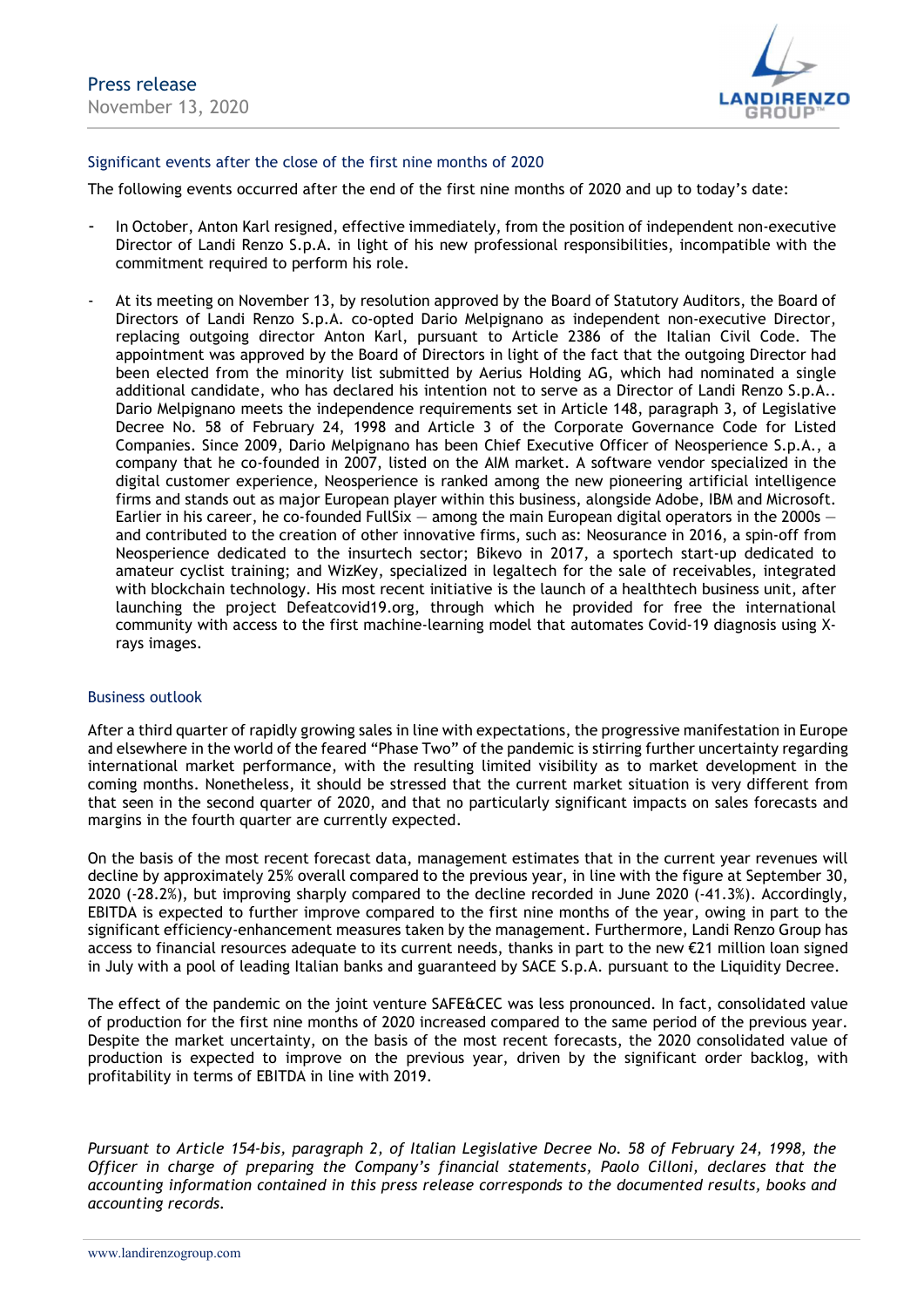## Significant events after the close of the first nine months of 2020

The following events occurred after the end of the first nine months of 2020 and up to today's date:

- In October, Anton Karl resigned, effective immediately, from the position of independent non-executive Director of Landi Renzo S.p.A. in light of his new professional responsibilities, incompatible with the commitment required to perform his role.

- At its meeting on November 13, by resolution approved by the Board of Statutory Auditors, the Board of Directors of Landi Renzo S.p.A. co-opted Dario Melpignano as independent non-executive Director, replacing outgoing director Anton Karl, pursuant to Article 2386 of the Italian Civil Code. The appointment was approved by the Board of Directors in light of the fact that the outgoing Director had been elected from the minority list submitted by Aerius Holding AG, which had nominated a single additional candidate, who has declared his intention not to serve as a Director of Landi Renzo S.p.A.. Dario Melpignano meets the independence requirements set in Article 148, paragraph 3, of Legislative Decree No. 58 of February 24, 1998 and Article 3 of the Corporate Governance Code for Listed Companies. Since 2009, Dario Melpignano has been Chief Executive Officer of Neosperience S.p.A., a company that he co-founded in 2007, listed on the AIM market. A software vendor specialized in the digital customer experience, Neosperience is ranked among the new pioneering artificial intelligence firms and stands out as major European player within this business, alongside Adobe, IBM and Microsoft. Earlier in his career, he co-founded FullSix — among the main European digital operators in the 2000s — and contributed to the creation of other innovative firms, such as: Neosurance in 2016, a spin-off from Neosperience dedicated to the insurtech sector; Bikevo in 2017, a sportech start-up dedicated to amateur cyclist training; and WizKey, specialized in legaltech for the sale of receivables, integrated with blockchain technology. His most recent initiative is the launch of a healthtech business unit, after launching the project Defeatcovid19.org, through which he provided for free the international community with access to the first machine-learning model that automates Covid-19 diagnosis using X-rays images.

## Business outlook

After a third quarter of rapidly growing sales in line with expectations, the progressive manifestation in Europe and elsewhere in the world of the feared "Phase Two" of the pandemic is stirring further uncertainty regarding international market performance, with the resulting limited visibility as to market development in the coming months. Nonetheless, it should be stressed that the current market situation is very different from that seen in the second quarter of 2020, and that no particularly significant impacts on sales forecasts and margins in the fourth quarter are currently expected.

On the basis of the most recent forecast data, management estimates that in the current year revenues will decline by approximately 25% overall compared to the previous year, in line with the figure at September 30, 2020 (-28.2%), but improving sharply compared to the decline recorded in June 2020 (-41.3%). Accordingly, EBITDA is expected to further improve compared to the first nine months of the year, owing in part to the significant efficiency-enhancement measures taken by the management. Furthermore, Landi Renzo Group has access to financial resources adequate to its current needs, thanks in part to the new €21 million loan signed in July with a pool of leading Italian banks and guaranteed by SACE S.p.A. pursuant to the Liquidity Decree.

The effect of the pandemic on the joint venture SAFE&CEC was less pronounced. In fact, consolidated value of production for the first nine months of 2020 increased compared to the same period of the previous year. Despite the market uncertainty, on the basis of the most recent forecasts, the 2020 consolidated value of production is expected to improve on the previous year, driven by the significant order backlog, with profitability in terms of EBITDA in line with 2019.

*Pursuant to Article 154-bis, paragraph 2, of Italian Legislative Decree No. 58 of February 24, 1998, the Officer in charge of preparing the Company's financial statements, Paolo Cilloni, declares that the accounting information contained in this press release corresponds to the documented results, books and accounting records.*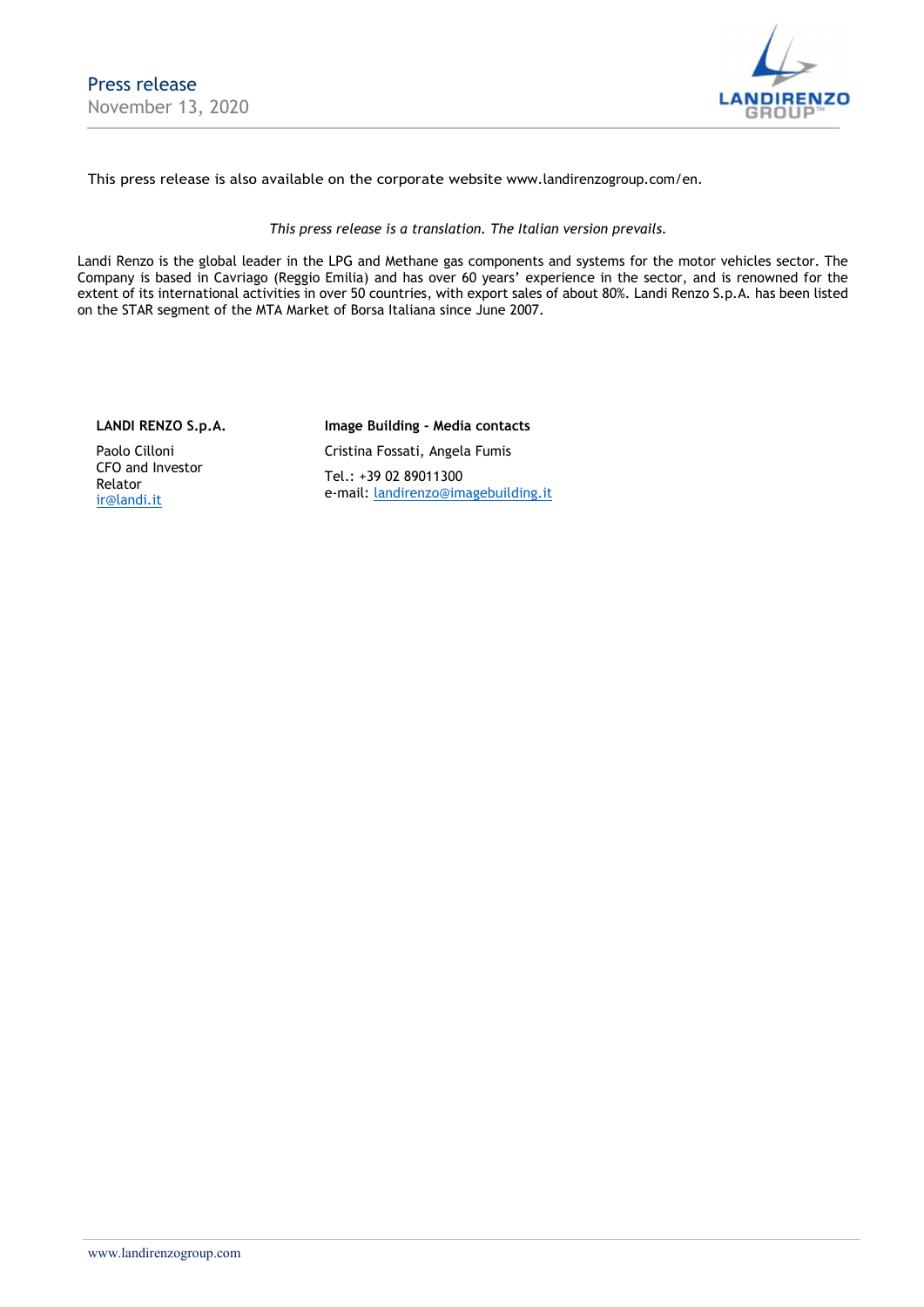This press release is also available on the corporate website www.landirenzogroup.com/en.

*This press release is a translation. The Italian version prevails.*

Landi Renzo is the global leader in the LPG and Methane gas components and systems for the motor vehicles sector. The Company is based in Cavriago (Reggio Emilia) and has over 60 years' experience in the sector, and is renowned for the extent of its international activities in over 50 countries, with export sales of about 80%. Landi Renzo S.p.A. has been listed on the STAR segment of the MTA Market of Borsa Italiana since June 2007.

**LANDI RENZO S.p.A.**

Paolo Cilloni
CFO and Investor Relator
ir@landi.it

**Image Building - Media contacts**

Cristina Fossati, Angela Fumis

Tel.: +39 02 89011300
e-mail: landirenzo@imagebuilding.it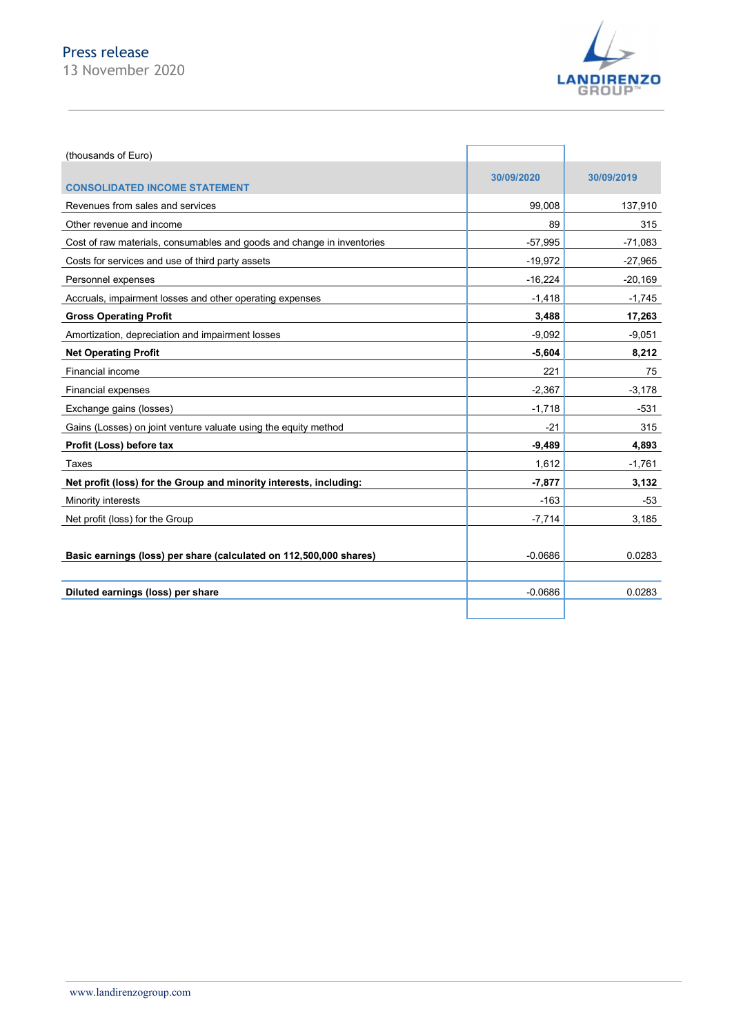(thousands of Euro)

| CONSOLIDATED INCOME STATEMENT | 30/09/2020 | 30/09/2019 |
|---|---|---|
| Revenues from sales and services | 99,008 | 137,910 |
| Other revenue and income | 89 | 315 |
| Cost of raw materials, consumables and goods and change in inventories | -57,995 | -71,083 |
| Costs for services and use of third party assets | -19,972 | -27,965 |
| Personnel expenses | -16,224 | -20,169 |
| Accruals, impairment losses and other operating expenses | -1,418 | -1,745 |
| **Gross Operating Profit** | **3,488** | **17,263** |
| Amortization, depreciation and impairment losses | -9,092 | -9,051 |
| **Net Operating Profit** | **-5,604** | **8,212** |
| Financial income | 221 | 75 |
| Financial expenses | -2,367 | -3,178 |
| Exchange gains (losses) | -1,718 | -531 |
| Gains (Losses) on joint venture valuate using the equity method | -21 | 315 |
| **Profit (Loss) before tax** | **-9,489** | **4,893** |
| Taxes | 1,612 | -1,761 |
| **Net profit (loss) for the Group and minority interests, including:** | **-7,877** | **3,132** |
| Minority interests | -163 | -53 |
| Net profit (loss) for the Group | -7,714 | 3,185 |
| | | |
| **Basic earnings (loss) per share (calculated on 112,500,000 shares)** | -0.0686 | 0.0283 |
| | | |
| **Diluted earnings (loss) per share** | -0.0686 | 0.0283 |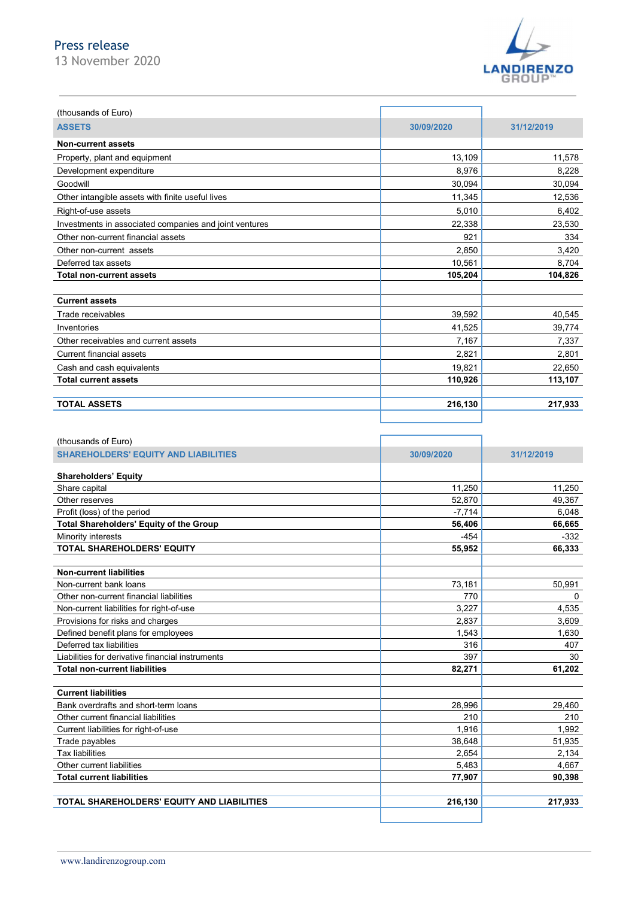| (thousands of Euro) | | |
|---|---|---|
| **ASSETS** | **30/09/2020** | **31/12/2019** |
| **Non-current assets** | | |
| Property, plant and equipment | 13,109 | 11,578 |
| Development expenditure | 8,976 | 8,228 |
| Goodwill | 30,094 | 30,094 |
| Other intangible assets with finite useful lives | 11,345 | 12,536 |
| Right-of-use assets | 5,010 | 6,402 |
| Investments in associated companies and joint ventures | 22,338 | 23,530 |
| Other non-current financial assets | 921 | 334 |
| Other non-current assets | 2,850 | 3,420 |
| Deferred tax assets | 10,561 | 8,704 |
| **Total non-current assets** | **105,204** | **104,826** |
| | | |
| **Current assets** | | |
| Trade receivables | 39,592 | 40,545 |
| Inventories | 41,525 | 39,774 |
| Other receivables and current assets | 7,167 | 7,337 |
| Current financial assets | 2,821 | 2,801 |
| Cash and cash equivalents | 19,821 | 22,650 |
| **Total current assets** | **110,926** | **113,107** |
| | | |
| **TOTAL ASSETS** | **216,130** | **217,933** |

| (thousands of Euro) | | |
|---|---|---|
| **SHAREHOLDERS' EQUITY AND LIABILITIES** | **30/09/2020** | **31/12/2019** |
| **Shareholders' Equity** | | |
| Share capital | 11,250 | 11,250 |
| Other reserves | 52,870 | 49,367 |
| Profit (loss) of the period | -7,714 | 6,048 |
| **Total Shareholders' Equity of the Group** | **56,406** | **66,665** |
| Minority interests | -454 | -332 |
| **TOTAL SHAREHOLDERS' EQUITY** | **55,952** | **66,333** |
| | | |
| **Non-current liabilities** | | |
| Non-current bank loans | 73,181 | 50,991 |
| Other non-current financial liabilities | 770 | 0 |
| Non-current liabilities for right-of-use | 3,227 | 4,535 |
| Provisions for risks and charges | 2,837 | 3,609 |
| Defined benefit plans for employees | 1,543 | 1,630 |
| Deferred tax liabilities | 316 | 407 |
| Liabilities for derivative financial instruments | 397 | 30 |
| **Total non-current liabilities** | **82,271** | **61,202** |
| | | |
| **Current liabilities** | | |
| Bank overdrafts and short-term loans | 28,996 | 29,460 |
| Other current financial liabilities | 210 | 210 |
| Current liabilities for right-of-use | 1,916 | 1,992 |
| Trade payables | 38,648 | 51,935 |
| Tax liabilities | 2,654 | 2,134 |
| Other current liabilities | 5,483 | 4,667 |
| **Total current liabilities** | **77,907** | **90,398** |
| | | |
| **TOTAL SHAREHOLDERS' EQUITY AND LIABILITIES** | **216,130** | **217,933** |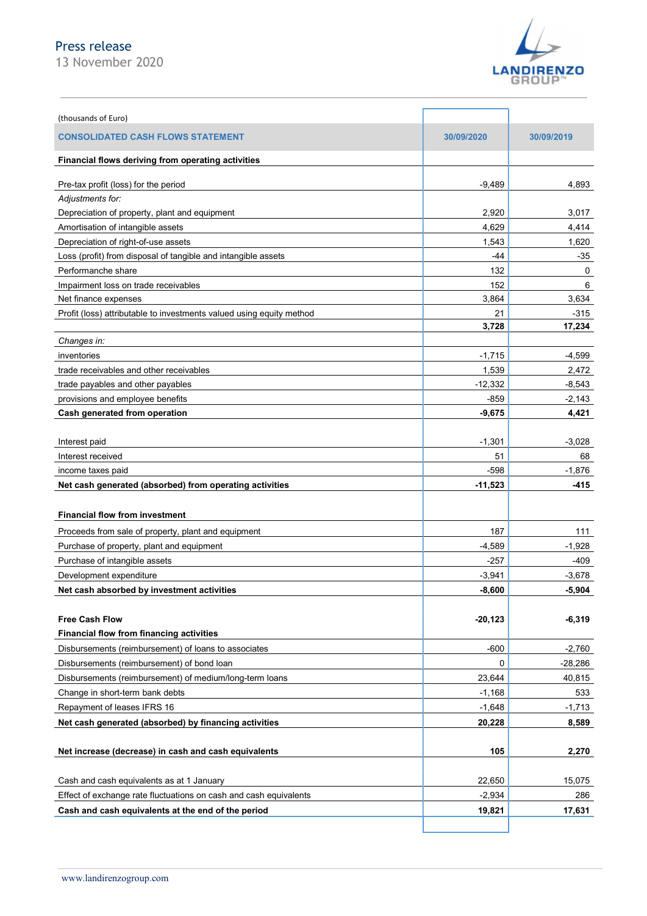Press release

13 November 2020

(thousands of Euro)

| CONSOLIDATED CASH FLOWS STATEMENT | 30/09/2020 | 30/09/2019 |
|---|---|---|
| **Financial flows deriving from operating activities** | | |
| Pre-tax profit (loss) for the period | -9,489 | 4,893 |
| *Adjustments for:* | | |
| Depreciation of property, plant and equipment | 2,920 | 3,017 |
| Amortisation of intangible assets | 4,629 | 4,414 |
| Depreciation of right-of-use assets | 1,543 | 1,620 |
| Loss (profit) from disposal of tangible and intangible assets | -44 | -35 |
| Performanche share | 132 | 0 |
| Impairment loss on trade receivables | 152 | 6 |
| Net finance expenses | 3,864 | 3,634 |
| Profit (loss) attributable to investments valued using equity method | 21 | -315 |
| | **3,728** | **17,234** |
| *Changes in:* | | |
| inventories | -1,715 | -4,599 |
| trade receivables and other receivables | 1,539 | 2,472 |
| trade payables and other payables | -12,332 | -8,543 |
| provisions and employee benefits | -859 | -2,143 |
| **Cash generated from operation** | **-9,675** | **4,421** |
| Interest paid | -1,301 | -3,028 |
| Interest received | 51 | 68 |
| income taxes paid | -598 | -1,876 |
| **Net cash generated (absorbed) from operating activities** | **-11,523** | **-415** |
| **Financial flow from investment** | | |
| Proceeds from sale of property, plant and equipment | 187 | 111 |
| Purchase of property, plant and equipment | -4,589 | -1,928 |
| Purchase of intangible assets | -257 | -409 |
| Development expenditure | -3,941 | -3,678 |
| **Net cash absorbed by investment activities** | **-8,600** | **-5,904** |
| **Free Cash Flow** | **-20,123** | **-6,319** |
| **Financial flow from financing activities** | | |
| Disbursements (reimbursement) of loans to associates | -600 | -2,760 |
| Disbursements (reimbursement) of bond loan | 0 | -28,286 |
| Disbursements (reimbursement) of medium/long-term loans | 23,644 | 40,815 |
| Change in short-term bank debts | -1,168 | 533 |
| Repayment of leases IFRS 16 | -1,648 | -1,713 |
| **Net cash generated (absorbed) by financing activities** | **20,228** | **8,589** |
| **Net increase (decrease) in cash and cash equivalents** | **105** | **2,270** |
| Cash and cash equivalents as at 1 January | 22,650 | 15,075 |
| Effect of exchange rate fluctuations on cash and cash equivalents | -2,934 | 286 |
| **Cash and cash equivalents at the end of the period** | **19,821** | **17,631** |

www.landirenzogroup.com